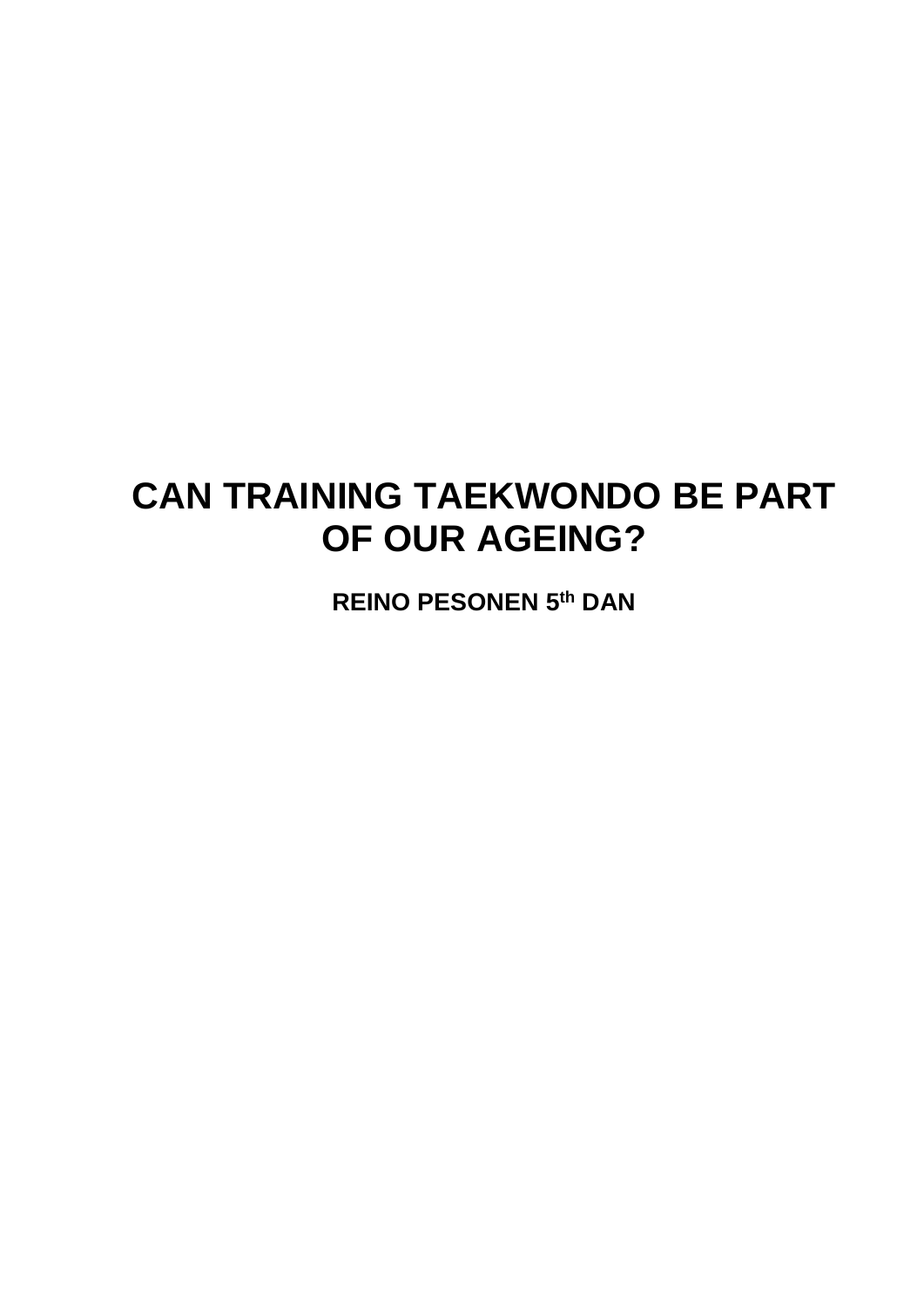# CAN TRAINING TAEKWONDO BE PART OF OUR AGEING?

**REINO PESONEN 5$^{th}$ DAN**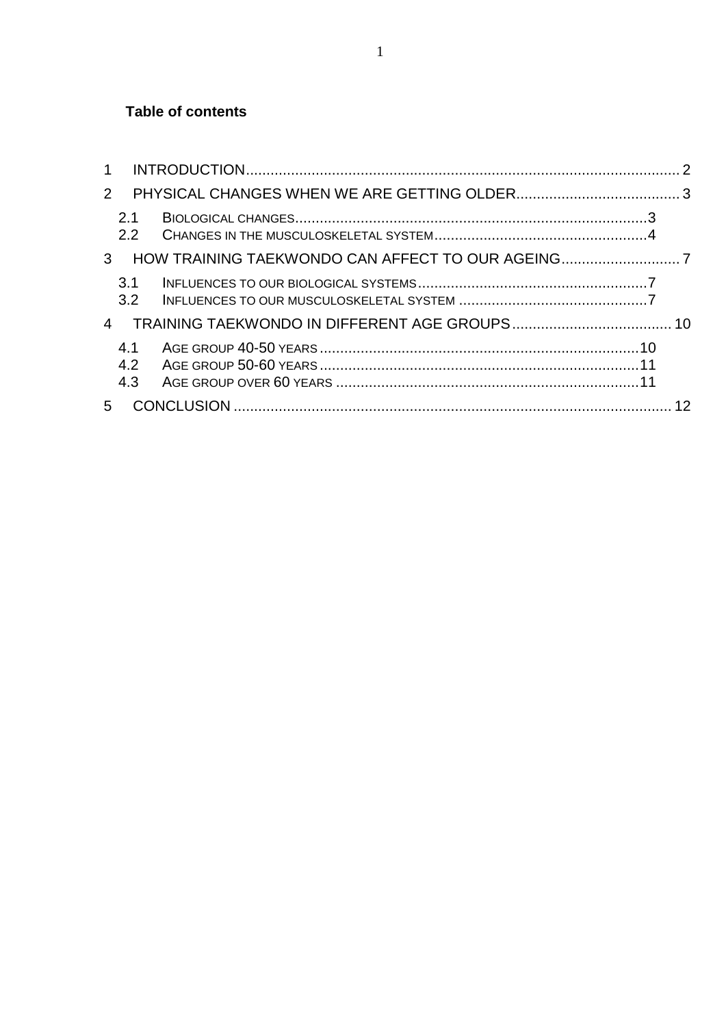**Table of contents**

1 INTRODUCTION ... 2

2 PHYSICAL CHANGES WHEN WE ARE GETTING OLDER ... 3

- 2.1 BIOLOGICAL CHANGES ... 3
- 2.2 CHANGES IN THE MUSCULOSKELETAL SYSTEM ... 4

3 HOW TRAINING TAEKWONDO CAN AFFECT TO OUR AGEING ... 7

- 3.1 INFLUENCES TO OUR BIOLOGICAL SYSTEMS ... 7
- 3.2 INFLUENCES TO OUR MUSCULOSKELETAL SYSTEM ... 7

4 TRAINING TAEKWONDO IN DIFFERENT AGE GROUPS ... 10

- 4.1 AGE GROUP 40-50 YEARS ... 10
- 4.2 AGE GROUP 50-60 YEARS ... 11
- 4.3 AGE GROUP OVER 60 YEARS ... 11

5 CONCLUSION ... 12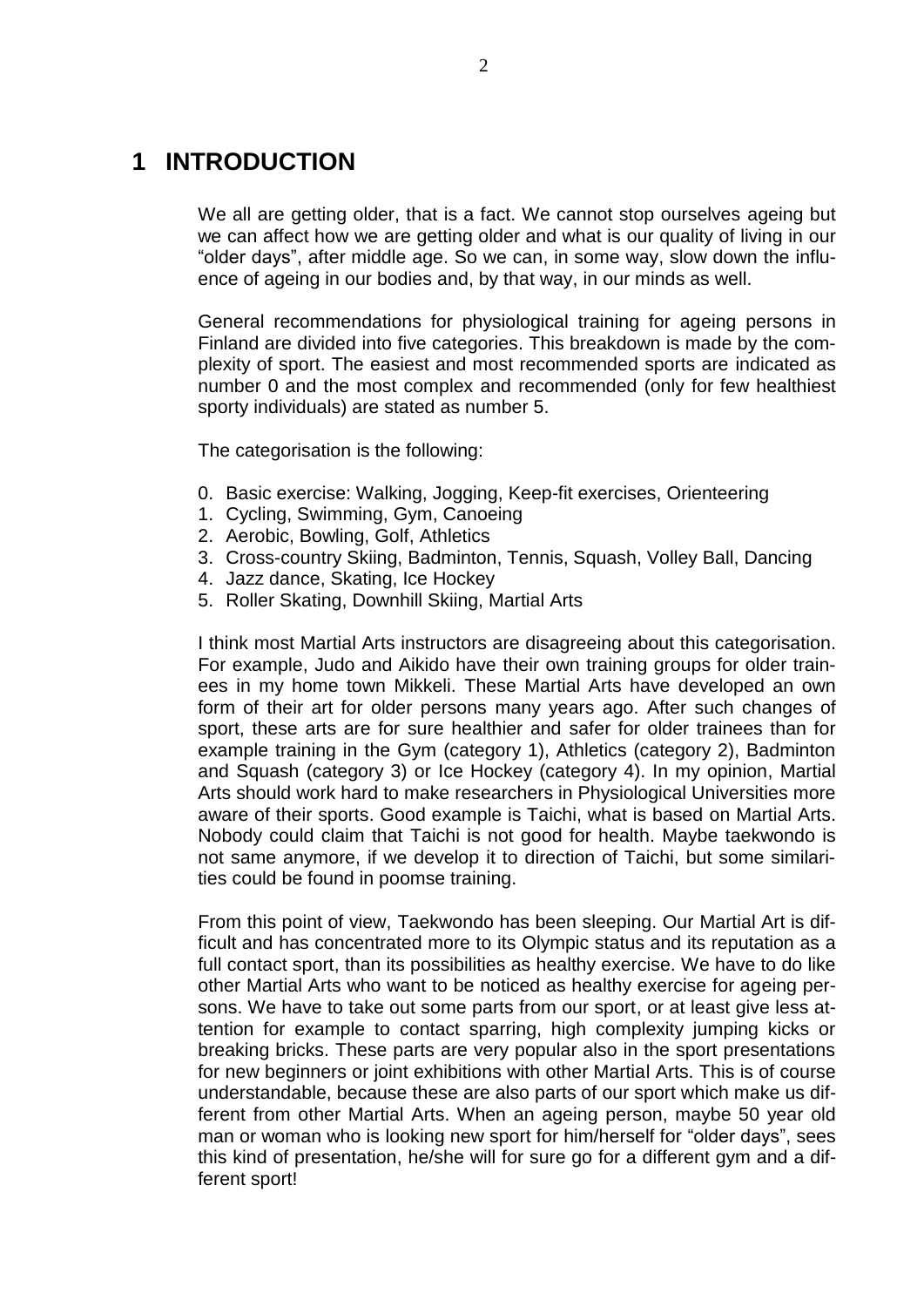# 1 INTRODUCTION

We all are getting older, that is a fact. We cannot stop ourselves ageing but we can affect how we are getting older and what is our quality of living in our "older days", after middle age. So we can, in some way, slow down the influence of ageing in our bodies and, by that way, in our minds as well.

General recommendations for physiological training for ageing persons in Finland are divided into five categories. This breakdown is made by the complexity of sport. The easiest and most recommended sports are indicated as number 0 and the most complex and recommended (only for few healthiest sporty individuals) are stated as number 5.

The categorisation is the following:

0. Basic exercise: Walking, Jogging, Keep-fit exercises, Orienteering
1. Cycling, Swimming, Gym, Canoeing
2. Aerobic, Bowling, Golf, Athletics
3. Cross-country Skiing, Badminton, Tennis, Squash, Volley Ball, Dancing
4. Jazz dance, Skating, Ice Hockey
5. Roller Skating, Downhill Skiing, Martial Arts

I think most Martial Arts instructors are disagreeing about this categorisation. For example, Judo and Aikido have their own training groups for older trainees in my home town Mikkeli. These Martial Arts have developed an own form of their art for older persons many years ago. After such changes of sport, these arts are for sure healthier and safer for older trainees than for example training in the Gym (category 1), Athletics (category 2), Badminton and Squash (category 3) or Ice Hockey (category 4). In my opinion, Martial Arts should work hard to make researchers in Physiological Universities more aware of their sports. Good example is Taichi, what is based on Martial Arts. Nobody could claim that Taichi is not good for health. Maybe taekwondo is not same anymore, if we develop it to direction of Taichi, but some similarities could be found in poomse training.

From this point of view, Taekwondo has been sleeping. Our Martial Art is difficult and has concentrated more to its Olympic status and its reputation as a full contact sport, than its possibilities as healthy exercise. We have to do like other Martial Arts who want to be noticed as healthy exercise for ageing persons. We have to take out some parts from our sport, or at least give less attention for example to contact sparring, high complexity jumping kicks or breaking bricks. These parts are very popular also in the sport presentations for new beginners or joint exhibitions with other Martial Arts. This is of course understandable, because these are also parts of our sport which make us different from other Martial Arts. When an ageing person, maybe 50 year old man or woman who is looking new sport for him/herself for "older days", sees this kind of presentation, he/she will for sure go for a different gym and a different sport!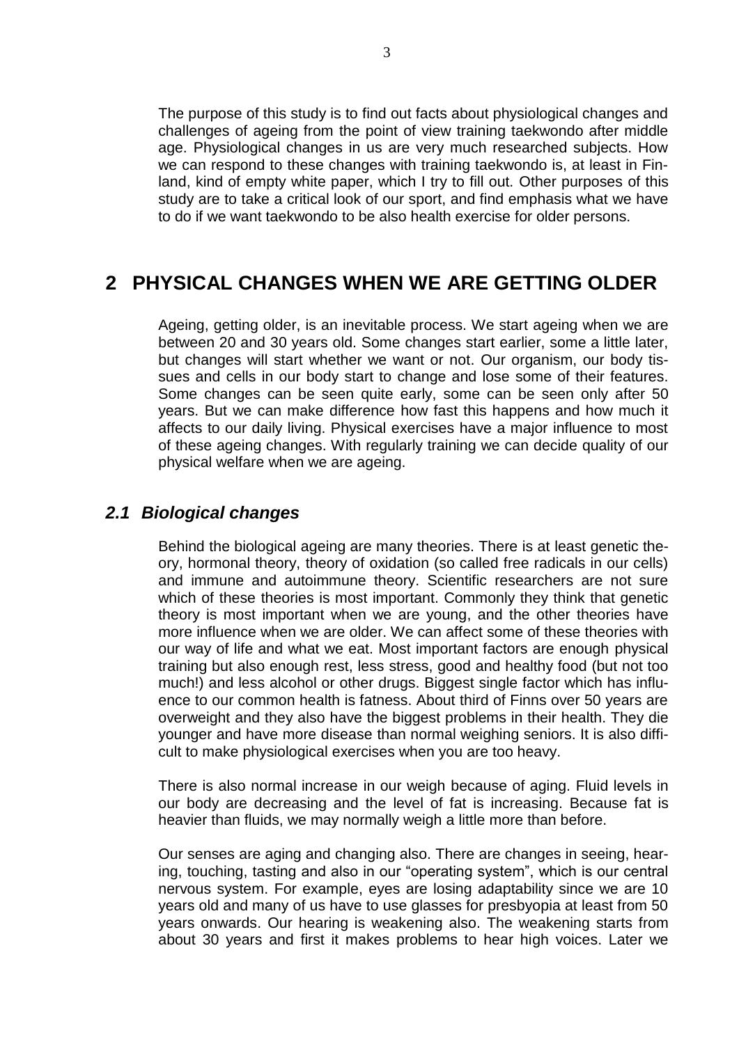The purpose of this study is to find out facts about physiological changes and challenges of ageing from the point of view training taekwondo after middle age. Physiological changes in us are very much researched subjects. How we can respond to these changes with training taekwondo is, at least in Finland, kind of empty white paper, which I try to fill out. Other purposes of this study are to take a critical look of our sport, and find emphasis what we have to do if we want taekwondo to be also health exercise for older persons.

## 2 PHYSICAL CHANGES WHEN WE ARE GETTING OLDER

Ageing, getting older, is an inevitable process. We start ageing when we are between 20 and 30 years old. Some changes start earlier, some a little later, but changes will start whether we want or not. Our organism, our body tissues and cells in our body start to change and lose some of their features. Some changes can be seen quite early, some can be seen only after 50 years. But we can make difference how fast this happens and how much it affects to our daily living. Physical exercises have a major influence to most of these ageing changes. With regularly training we can decide quality of our physical welfare when we are ageing.

### *2.1 Biological changes*

Behind the biological ageing are many theories. There is at least genetic theory, hormonal theory, theory of oxidation (so called free radicals in our cells) and immune and autoimmune theory. Scientific researchers are not sure which of these theories is most important. Commonly they think that genetic theory is most important when we are young, and the other theories have more influence when we are older. We can affect some of these theories with our way of life and what we eat. Most important factors are enough physical training but also enough rest, less stress, good and healthy food (but not too much!) and less alcohol or other drugs. Biggest single factor which has influence to our common health is fatness. About third of Finns over 50 years are overweight and they also have the biggest problems in their health. They die younger and have more disease than normal weighing seniors. It is also difficult to make physiological exercises when you are too heavy.

There is also normal increase in our weigh because of aging. Fluid levels in our body are decreasing and the level of fat is increasing. Because fat is heavier than fluids, we may normally weigh a little more than before.

Our senses are aging and changing also. There are changes in seeing, hearing, touching, tasting and also in our "operating system", which is our central nervous system. For example, eyes are losing adaptability since we are 10 years old and many of us have to use glasses for presbyopia at least from 50 years onwards. Our hearing is weakening also. The weakening starts from about 30 years and first it makes problems to hear high voices. Later we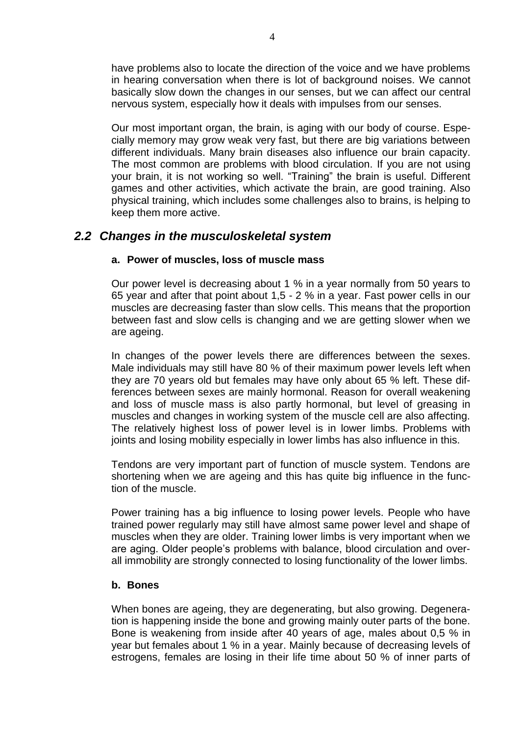have problems also to locate the direction of the voice and we have problems in hearing conversation when there is lot of background noises. We cannot basically slow down the changes in our senses, but we can affect our central nervous system, especially how it deals with impulses from our senses.

Our most important organ, the brain, is aging with our body of course. Especially memory may grow weak very fast, but there are big variations between different individuals. Many brain diseases also influence our brain capacity. The most common are problems with blood circulation. If you are not using your brain, it is not working so well. "Training" the brain is useful. Different games and other activities, which activate the brain, are good training. Also physical training, which includes some challenges also to brains, is helping to keep them more active.

## *2.2 Changes in the musculoskeletal system*

### a. Power of muscles, loss of muscle mass

Our power level is decreasing about 1 % in a year normally from 50 years to 65 year and after that point about 1,5 - 2 % in a year. Fast power cells in our muscles are decreasing faster than slow cells. This means that the proportion between fast and slow cells is changing and we are getting slower when we are ageing.

In changes of the power levels there are differences between the sexes. Male individuals may still have 80 % of their maximum power levels left when they are 70 years old but females may have only about 65 % left. These differences between sexes are mainly hormonal. Reason for overall weakening and loss of muscle mass is also partly hormonal, but level of greasing in muscles and changes in working system of the muscle cell are also affecting. The relatively highest loss of power level is in lower limbs. Problems with joints and losing mobility especially in lower limbs has also influence in this.

Tendons are very important part of function of muscle system. Tendons are shortening when we are ageing and this has quite big influence in the function of the muscle.

Power training has a big influence to losing power levels. People who have trained power regularly may still have almost same power level and shape of muscles when they are older. Training lower limbs is very important when we are aging. Older people's problems with balance, blood circulation and overall immobility are strongly connected to losing functionality of the lower limbs.

### b. Bones

When bones are ageing, they are degenerating, but also growing. Degeneration is happening inside the bone and growing mainly outer parts of the bone. Bone is weakening from inside after 40 years of age, males about 0,5 % in year but females about 1 % in a year. Mainly because of decreasing levels of estrogens, females are losing in their life time about 50 % of inner parts of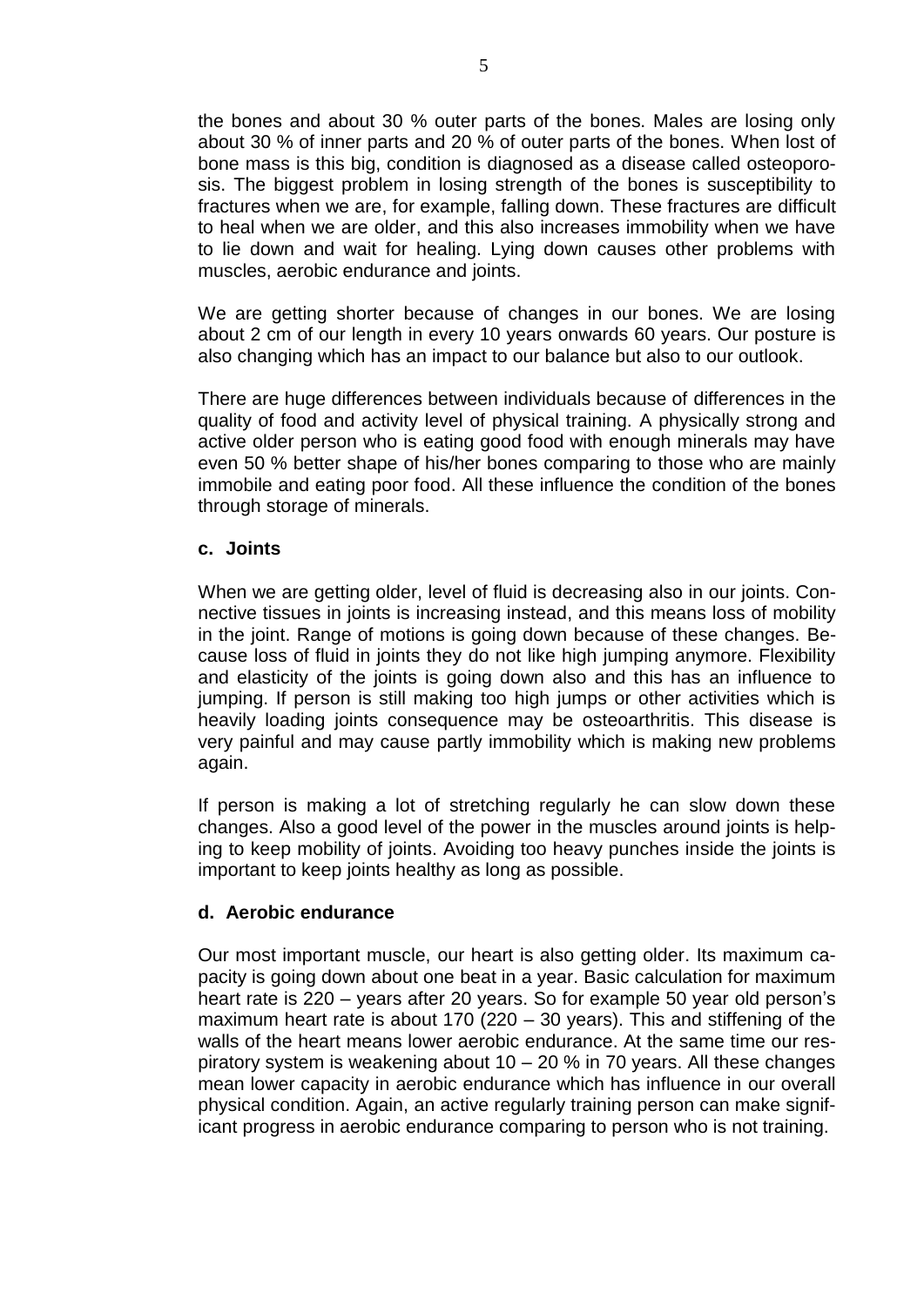the bones and about 30 % outer parts of the bones. Males are losing only about 30 % of inner parts and 20 % of outer parts of the bones. When lost of bone mass is this big, condition is diagnosed as a disease called osteoporosis. The biggest problem in losing strength of the bones is susceptibility to fractures when we are, for example, falling down. These fractures are difficult to heal when we are older, and this also increases immobility when we have to lie down and wait for healing. Lying down causes other problems with muscles, aerobic endurance and joints.

We are getting shorter because of changes in our bones. We are losing about 2 cm of our length in every 10 years onwards 60 years. Our posture is also changing which has an impact to our balance but also to our outlook.

There are huge differences between individuals because of differences in the quality of food and activity level of physical training. A physically strong and active older person who is eating good food with enough minerals may have even 50 % better shape of his/her bones comparing to those who are mainly immobile and eating poor food. All these influence the condition of the bones through storage of minerals.

### c. Joints

When we are getting older, level of fluid is decreasing also in our joints. Connective tissues in joints is increasing instead, and this means loss of mobility in the joint. Range of motions is going down because of these changes. Because loss of fluid in joints they do not like high jumping anymore. Flexibility and elasticity of the joints is going down also and this has an influence to jumping. If person is still making too high jumps or other activities which is heavily loading joints consequence may be osteoarthritis. This disease is very painful and may cause partly immobility which is making new problems again.

If person is making a lot of stretching regularly he can slow down these changes. Also a good level of the power in the muscles around joints is helping to keep mobility of joints. Avoiding too heavy punches inside the joints is important to keep joints healthy as long as possible.

### d. Aerobic endurance

Our most important muscle, our heart is also getting older. Its maximum capacity is going down about one beat in a year. Basic calculation for maximum heart rate is 220 – years after 20 years. So for example 50 year old person's maximum heart rate is about 170 (220 – 30 years). This and stiffening of the walls of the heart means lower aerobic endurance. At the same time our respiratory system is weakening about 10 – 20 % in 70 years. All these changes mean lower capacity in aerobic endurance which has influence in our overall physical condition. Again, an active regularly training person can make significant progress in aerobic endurance comparing to person who is not training.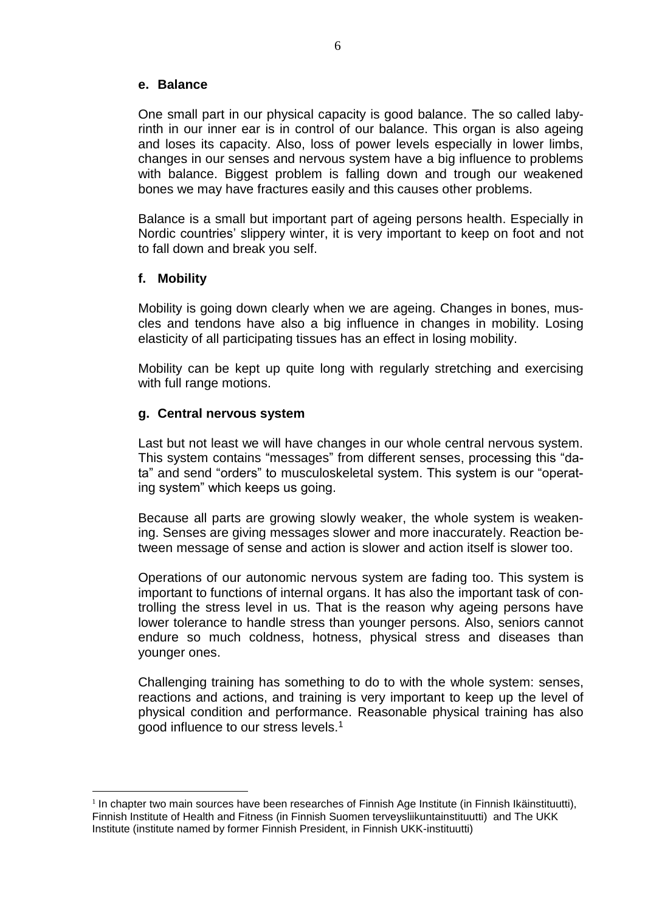#### e. Balance

One small part in our physical capacity is good balance. The so called labyrinth in our inner ear is in control of our balance. This organ is also ageing and loses its capacity. Also, loss of power levels especially in lower limbs, changes in our senses and nervous system have a big influence to problems with balance. Biggest problem is falling down and trough our weakened bones we may have fractures easily and this causes other problems.

Balance is a small but important part of ageing persons health. Especially in Nordic countries' slippery winter, it is very important to keep on foot and not to fall down and break you self.

#### f. Mobility

Mobility is going down clearly when we are ageing. Changes in bones, muscles and tendons have also a big influence in changes in mobility. Losing elasticity of all participating tissues has an effect in losing mobility.

Mobility can be kept up quite long with regularly stretching and exercising with full range motions.

#### g. Central nervous system

Last but not least we will have changes in our whole central nervous system. This system contains "messages" from different senses, processing this "data" and send "orders" to musculoskeletal system. This system is our "operating system" which keeps us going.

Because all parts are growing slowly weaker, the whole system is weakening. Senses are giving messages slower and more inaccurately. Reaction between message of sense and action is slower and action itself is slower too.

Operations of our autonomic nervous system are fading too. This system is important to functions of internal organs. It has also the important task of controlling the stress level in us. That is the reason why ageing persons have lower tolerance to handle stress than younger persons. Also, seniors cannot endure so much coldness, hotness, physical stress and diseases than younger ones.

Challenging training has something to do to with the whole system: senses, reactions and actions, and training is very important to keep up the level of physical condition and performance. Reasonable physical training has also good influence to our stress levels.[1]

---

[1] In chapter two main sources have been researches of Finnish Age Institute (in Finnish Ikäinstituutti), Finnish Institute of Health and Fitness (in Finnish Suomen terveysliikuntainstituutti) and The UKK Institute (institute named by former Finnish President, in Finnish UKK-instituutti)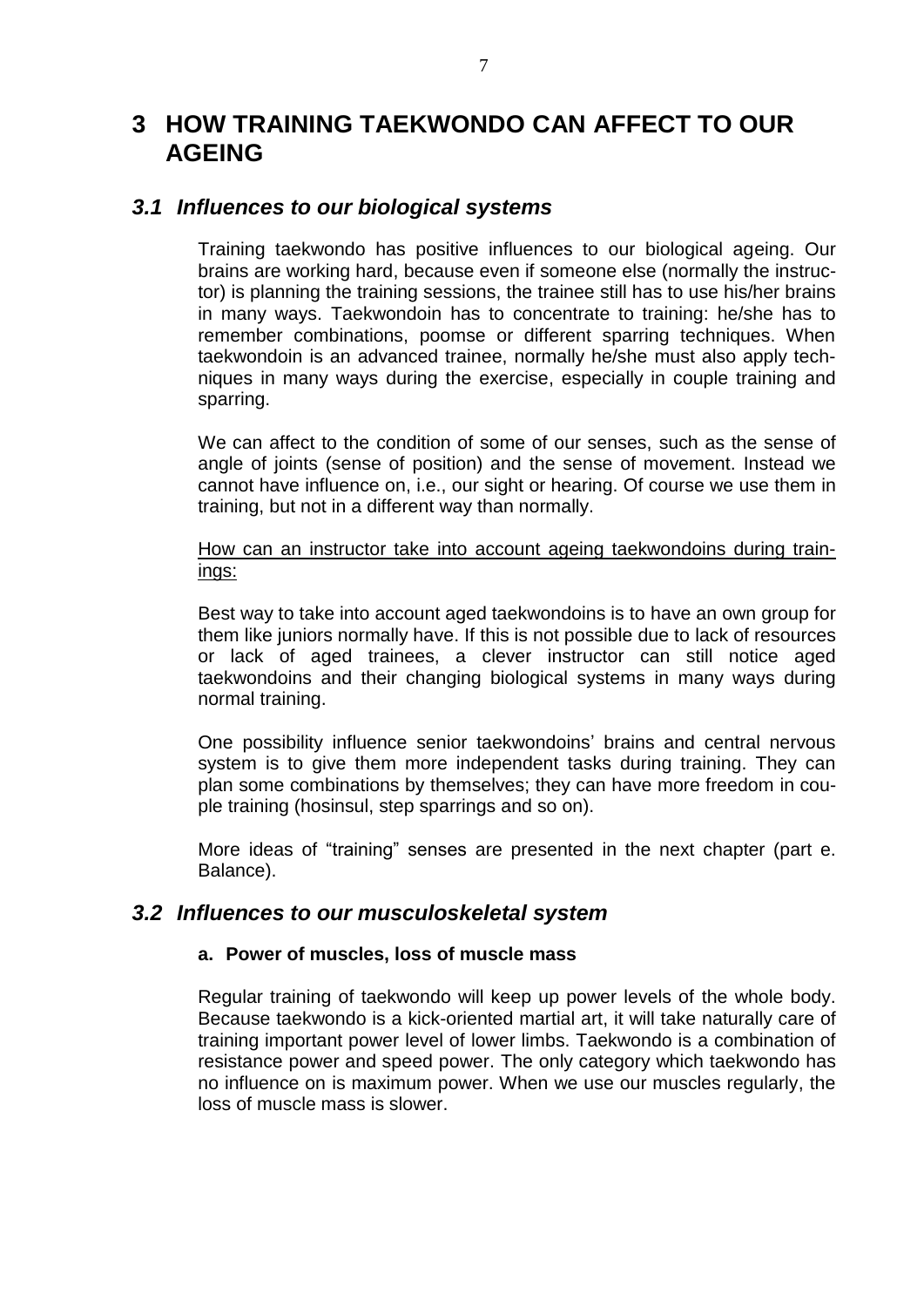# 3 HOW TRAINING TAEKWONDO CAN AFFECT TO OUR AGEING

## *3.1 Influences to our biological systems*

Training taekwondo has positive influences to our biological ageing. Our brains are working hard, because even if someone else (normally the instructor) is planning the training sessions, the trainee still has to use his/her brains in many ways. Taekwondoin has to concentrate to training: he/she has to remember combinations, poomse or different sparring techniques. When taekwondoin is an advanced trainee, normally he/she must also apply techniques in many ways during the exercise, especially in couple training and sparring.

We can affect to the condition of some of our senses, such as the sense of angle of joints (sense of position) and the sense of movement. Instead we cannot have influence on, i.e., our sight or hearing. Of course we use them in training, but not in a different way than normally.

<u>How can an instructor take into account ageing taekwondoins during trainings:</u>

Best way to take into account aged taekwondoins is to have an own group for them like juniors normally have. If this is not possible due to lack of resources or lack of aged trainees, a clever instructor can still notice aged taekwondoins and their changing biological systems in many ways during normal training.

One possibility influence senior taekwondoins' brains and central nervous system is to give them more independent tasks during training. They can plan some combinations by themselves; they can have more freedom in couple training (hosinsul, step sparrings and so on).

More ideas of "training" senses are presented in the next chapter (part e. Balance).

## *3.2 Influences to our musculoskeletal system*

### a. Power of muscles, loss of muscle mass

Regular training of taekwondo will keep up power levels of the whole body. Because taekwondo is a kick-oriented martial art, it will take naturally care of training important power level of lower limbs. Taekwondo is a combination of resistance power and speed power. The only category which taekwondo has no influence on is maximum power. When we use our muscles regularly, the loss of muscle mass is slower.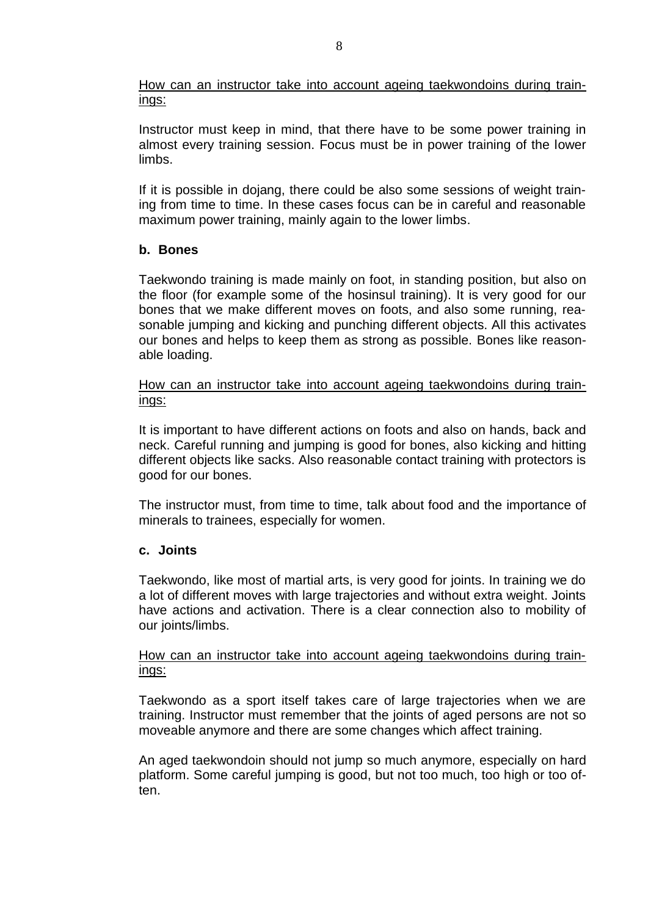How can an instructor take into account ageing taekwondoins during trainings:

Instructor must keep in mind, that there have to be some power training in almost every training session. Focus must be in power training of the lower limbs.

If it is possible in dojang, there could be also some sessions of weight training from time to time. In these cases focus can be in careful and reasonable maximum power training, mainly again to the lower limbs.

### b. Bones

Taekwondo training is made mainly on foot, in standing position, but also on the floor (for example some of the hosinsul training). It is very good for our bones that we make different moves on foots, and also some running, reasonable jumping and kicking and punching different objects. All this activates our bones and helps to keep them as strong as possible. Bones like reasonable loading.

How can an instructor take into account ageing taekwondoins during trainings:

It is important to have different actions on foots and also on hands, back and neck. Careful running and jumping is good for bones, also kicking and hitting different objects like sacks. Also reasonable contact training with protectors is good for our bones.

The instructor must, from time to time, talk about food and the importance of minerals to trainees, especially for women.

### c. Joints

Taekwondo, like most of martial arts, is very good for joints. In training we do a lot of different moves with large trajectories and without extra weight. Joints have actions and activation. There is a clear connection also to mobility of our joints/limbs.

How can an instructor take into account ageing taekwondoins during trainings:

Taekwondo as a sport itself takes care of large trajectories when we are training. Instructor must remember that the joints of aged persons are not so moveable anymore and there are some changes which affect training.

An aged taekwondoin should not jump so much anymore, especially on hard platform. Some careful jumping is good, but not too much, too high or too often.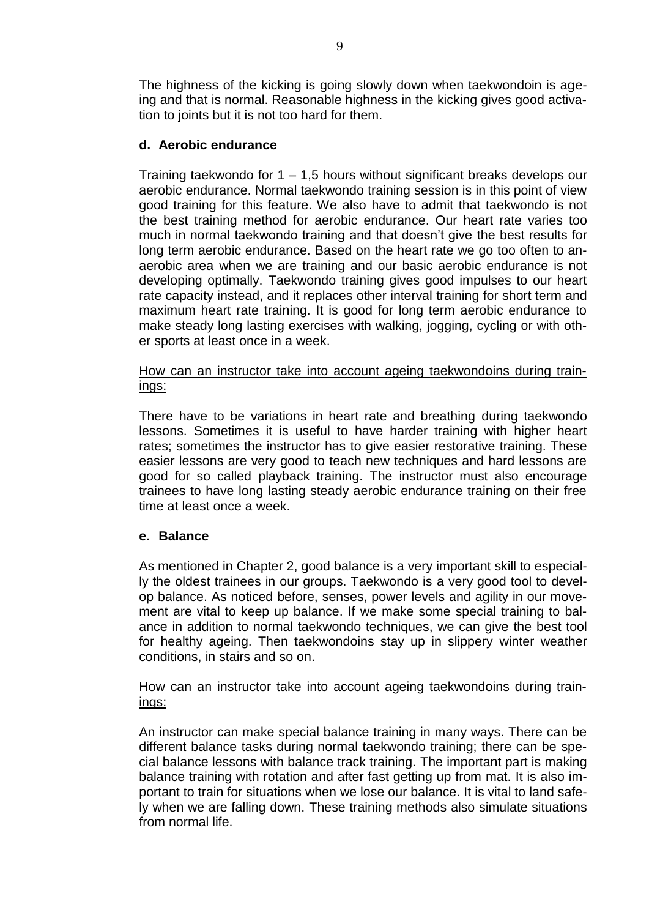The highness of the kicking is going slowly down when taekwondoin is ageing and that is normal. Reasonable highness in the kicking gives good activation to joints but it is not too hard for them.

### d. Aerobic endurance

Training taekwondo for 1 – 1,5 hours without significant breaks develops our aerobic endurance. Normal taekwondo training session is in this point of view good training for this feature. We also have to admit that taekwondo is not the best training method for aerobic endurance. Our heart rate varies too much in normal taekwondo training and that doesn't give the best results for long term aerobic endurance. Based on the heart rate we go too often to anaerobic area when we are training and our basic aerobic endurance is not developing optimally. Taekwondo training gives good impulses to our heart rate capacity instead, and it replaces other interval training for short term and maximum heart rate training. It is good for long term aerobic endurance to make steady long lasting exercises with walking, jogging, cycling or with other sports at least once in a week.

<u>How can an instructor take into account ageing taekwondoins during trainings:</u>

There have to be variations in heart rate and breathing during taekwondo lessons. Sometimes it is useful to have harder training with higher heart rates; sometimes the instructor has to give easier restorative training. These easier lessons are very good to teach new techniques and hard lessons are good for so called playback training. The instructor must also encourage trainees to have long lasting steady aerobic endurance training on their free time at least once a week.

### e. Balance

As mentioned in Chapter 2, good balance is a very important skill to especially the oldest trainees in our groups. Taekwondo is a very good tool to develop balance. As noticed before, senses, power levels and agility in our movement are vital to keep up balance. If we make some special training to balance in addition to normal taekwondo techniques, we can give the best tool for healthy ageing. Then taekwondoins stay up in slippery winter weather conditions, in stairs and so on.

<u>How can an instructor take into account ageing taekwondoins during trainings:</u>

An instructor can make special balance training in many ways. There can be different balance tasks during normal taekwondo training; there can be special balance lessons with balance track training. The important part is making balance training with rotation and after fast getting up from mat. It is also important to train for situations when we lose our balance. It is vital to land safely when we are falling down. These training methods also simulate situations from normal life.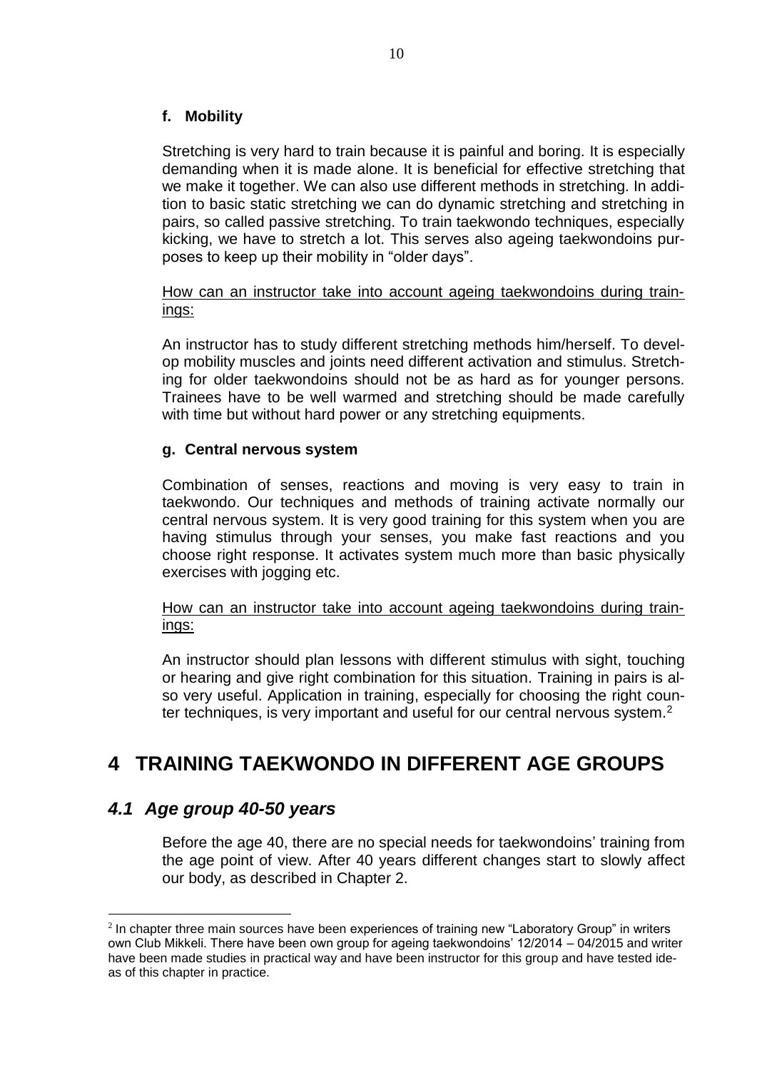**f. Mobility**

Stretching is very hard to train because it is painful and boring. It is especially demanding when it is made alone. It is beneficial for effective stretching that we make it together. We can also use different methods in stretching. In addition to basic static stretching we can do dynamic stretching and stretching in pairs, so called passive stretching. To train taekwondo techniques, especially kicking, we have to stretch a lot. This serves also ageing taekwondoins purposes to keep up their mobility in "older days".

<u>How can an instructor take into account ageing taekwondoins during trainings:</u>

An instructor has to study different stretching methods him/herself. To develop mobility muscles and joints need different activation and stimulus. Stretching for older taekwondoins should not be as hard as for younger persons. Trainees have to be well warmed and stretching should be made carefully with time but without hard power or any stretching equipments.

**g. Central nervous system**

Combination of senses, reactions and moving is very easy to train in taekwondo. Our techniques and methods of training activate normally our central nervous system. It is very good training for this system when you are having stimulus through your senses, you make fast reactions and you choose right response. It activates system much more than basic physically exercises with jogging etc.

<u>How can an instructor take into account ageing taekwondoins during trainings:</u>

An instructor should plan lessons with different stimulus with sight, touching or hearing and give right combination for this situation. Training in pairs is also very useful. Application in training, especially for choosing the right counter techniques, is very important and useful for our central nervous system.[2]

# 4 TRAINING TAEKWONDO IN DIFFERENT AGE GROUPS

## *4.1 Age group 40-50 years*

Before the age 40, there are no special needs for taekwondoins' training from the age point of view. After 40 years different changes start to slowly affect our body, as described in Chapter 2.

[2] In chapter three main sources have been experiences of training new "Laboratory Group" in writers own Club Mikkeli. There have been own group for ageing taekwondoins' 12/2014 – 04/2015 and writer have been made studies in practical way and have been instructor for this group and have tested ideas of this chapter in practice.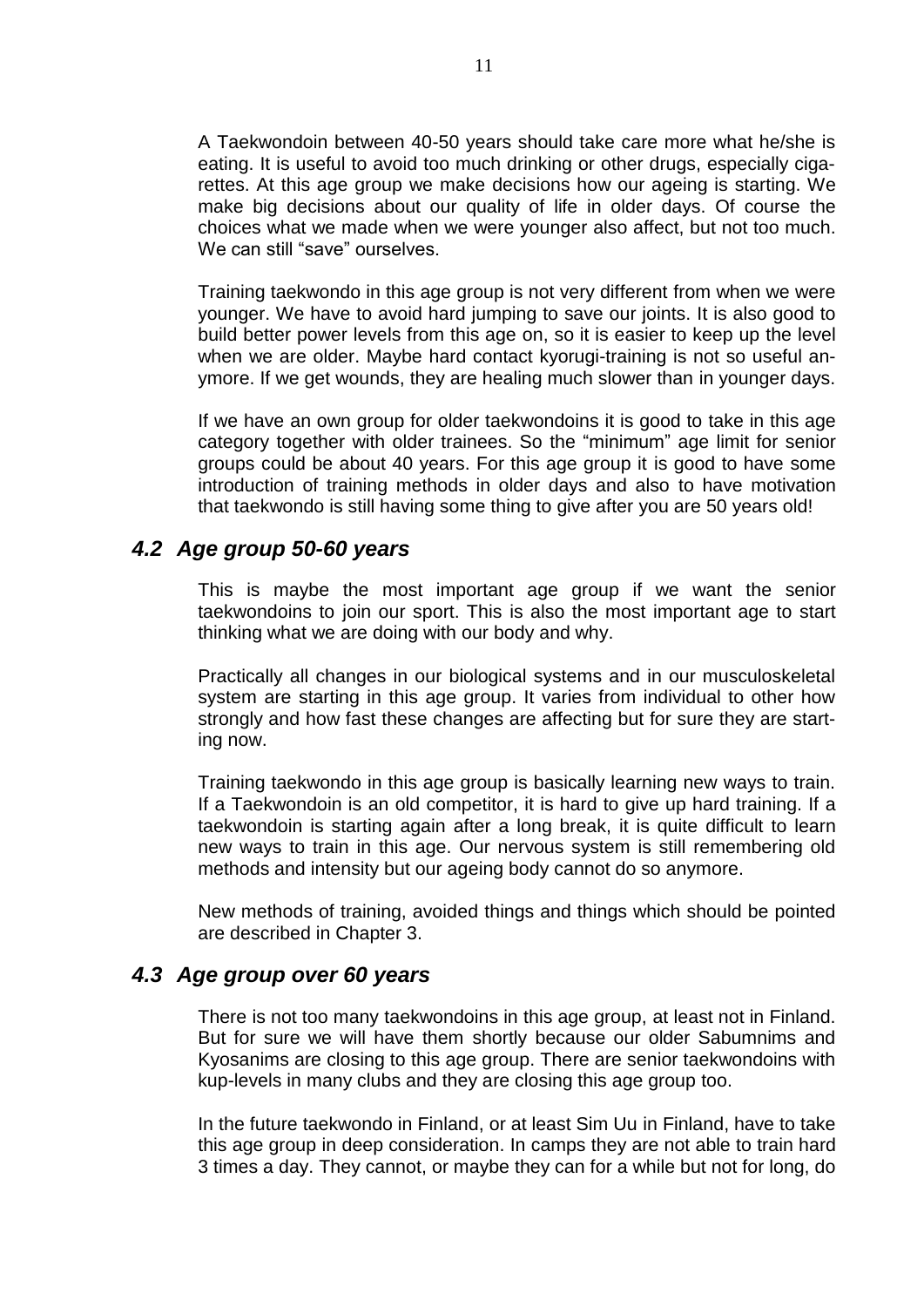A Taekwondoin between 40-50 years should take care more what he/she is eating. It is useful to avoid too much drinking or other drugs, especially cigarettes. At this age group we make decisions how our ageing is starting. We make big decisions about our quality of life in older days. Of course the choices what we made when we were younger also affect, but not too much. We can still "save" ourselves.

Training taekwondo in this age group is not very different from when we were younger. We have to avoid hard jumping to save our joints. It is also good to build better power levels from this age on, so it is easier to keep up the level when we are older. Maybe hard contact kyorugi-training is not so useful anymore. If we get wounds, they are healing much slower than in younger days.

If we have an own group for older taekwondoins it is good to take in this age category together with older trainees. So the "minimum" age limit for senior groups could be about 40 years. For this age group it is good to have some introduction of training methods in older days and also to have motivation that taekwondo is still having some thing to give after you are 50 years old!

## *4.2 Age group 50-60 years*

This is maybe the most important age group if we want the senior taekwondoins to join our sport. This is also the most important age to start thinking what we are doing with our body and why.

Practically all changes in our biological systems and in our musculoskeletal system are starting in this age group. It varies from individual to other how strongly and how fast these changes are affecting but for sure they are starting now.

Training taekwondo in this age group is basically learning new ways to train. If a Taekwondoin is an old competitor, it is hard to give up hard training. If a taekwondoin is starting again after a long break, it is quite difficult to learn new ways to train in this age. Our nervous system is still remembering old methods and intensity but our ageing body cannot do so anymore.

New methods of training, avoided things and things which should be pointed are described in Chapter 3.

## *4.3 Age group over 60 years*

There is not too many taekwondoins in this age group, at least not in Finland. But for sure we will have them shortly because our older Sabumnims and Kyosanims are closing to this age group. There are senior taekwondoins with kup-levels in many clubs and they are closing this age group too.

In the future taekwondo in Finland, or at least Sim Uu in Finland, have to take this age group in deep consideration. In camps they are not able to train hard 3 times a day. They cannot, or maybe they can for a while but not for long, do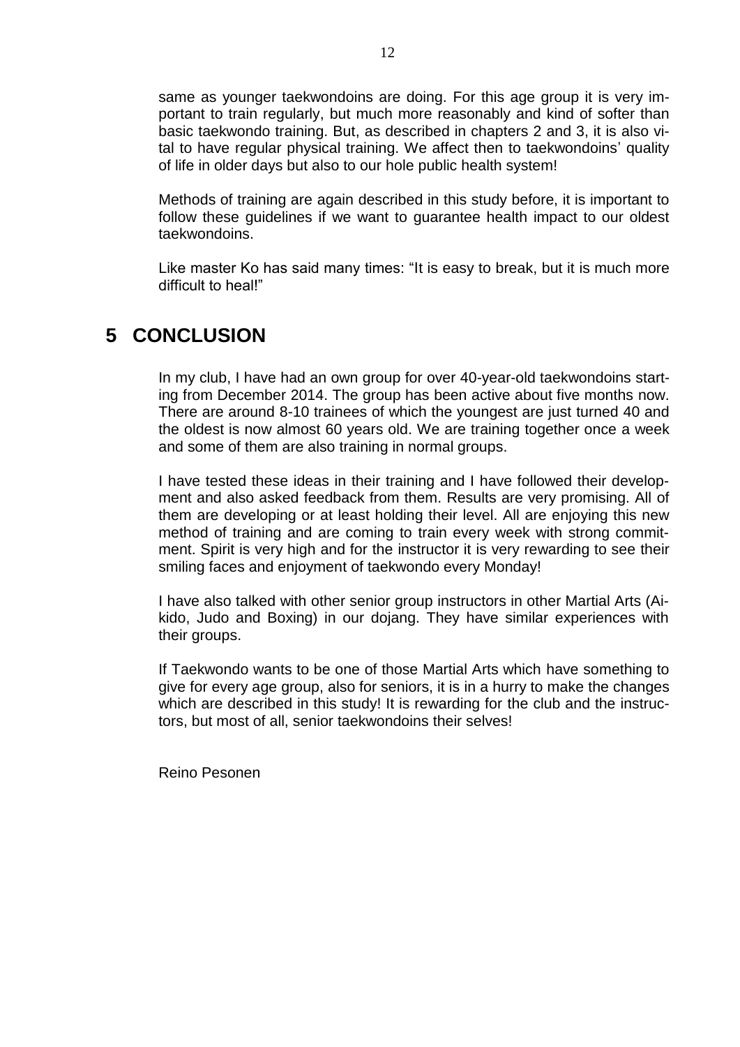same as younger taekwondoins are doing. For this age group it is very important to train regularly, but much more reasonably and kind of softer than basic taekwondo training. But, as described in chapters 2 and 3, it is also vital to have regular physical training. We affect then to taekwondoins' quality of life in older days but also to our hole public health system!

Methods of training are again described in this study before, it is important to follow these guidelines if we want to guarantee health impact to our oldest taekwondoins.

Like master Ko has said many times: "It is easy to break, but it is much more difficult to heal!"

# 5 CONCLUSION

In my club, I have had an own group for over 40-year-old taekwondoins starting from December 2014. The group has been active about five months now. There are around 8-10 trainees of which the youngest are just turned 40 and the oldest is now almost 60 years old. We are training together once a week and some of them are also training in normal groups.

I have tested these ideas in their training and I have followed their development and also asked feedback from them. Results are very promising. All of them are developing or at least holding their level. All are enjoying this new method of train and are coming to train every week with strong commitment. Spirit is very high and for the instructor it is very rewarding to see their smiling faces and enjoyment of taekwondo every Monday!

I have also talked with other senior group instructors in other Martial Arts (Aikido, Judo and Boxing) in our dojang. They have similar experiences with their groups.

If Taekwondo wants to be one of those Martial Arts which have something to give for every age group, also for seniors, it is in a hurry to make the changes which are described in this study! It is rewarding for the club and the instructors, but most of all, senior taekwondoins their selves!

Reino Pesonen